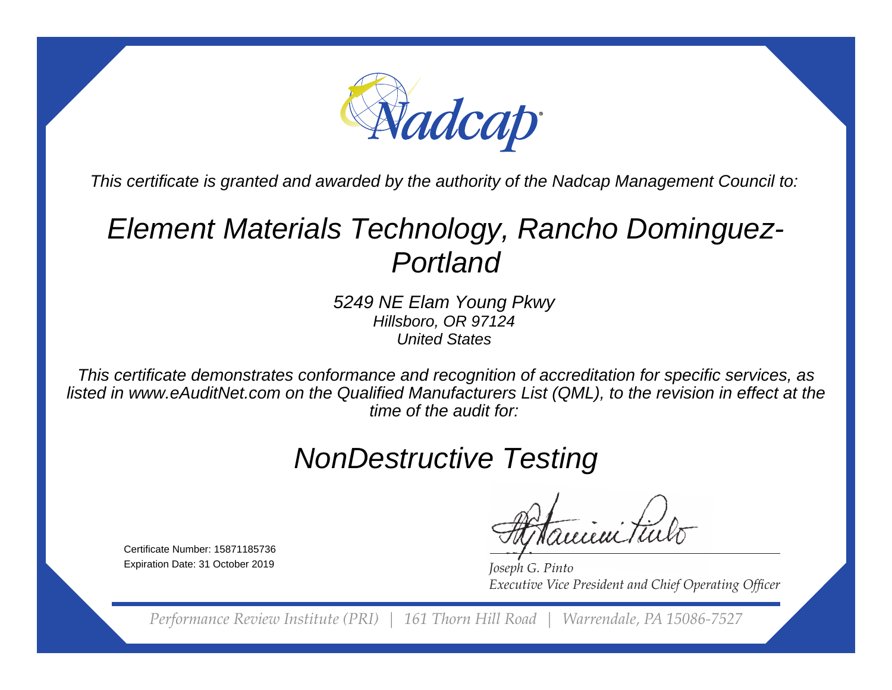# Nadcap

*This certificate is granted and awarded by the authority of the Nadcap Management Council to:*

## *Element Materials Technology, Rancho Dominguez-Portland*

*5249 NE Elam Young Pkwy*
*Hillsboro, OR 97124*
*United States*

*This certificate demonstrates conformance and recognition of accreditation for specific services, as listed in www.eAuditNet.com on the Qualified Manufacturers List (QML), to the revision in effect at the time of the audit for:*

## *NonDestructive Testing*

Certificate Number: 15871185736
Expiration Date: 31 October 2019

*Joseph G. Pinto*
*Executive Vice President and Chief Operating Officer*

*Performance Review Institute (PRI) | 161 Thorn Hill Road | Warrendale, PA 15086-7527*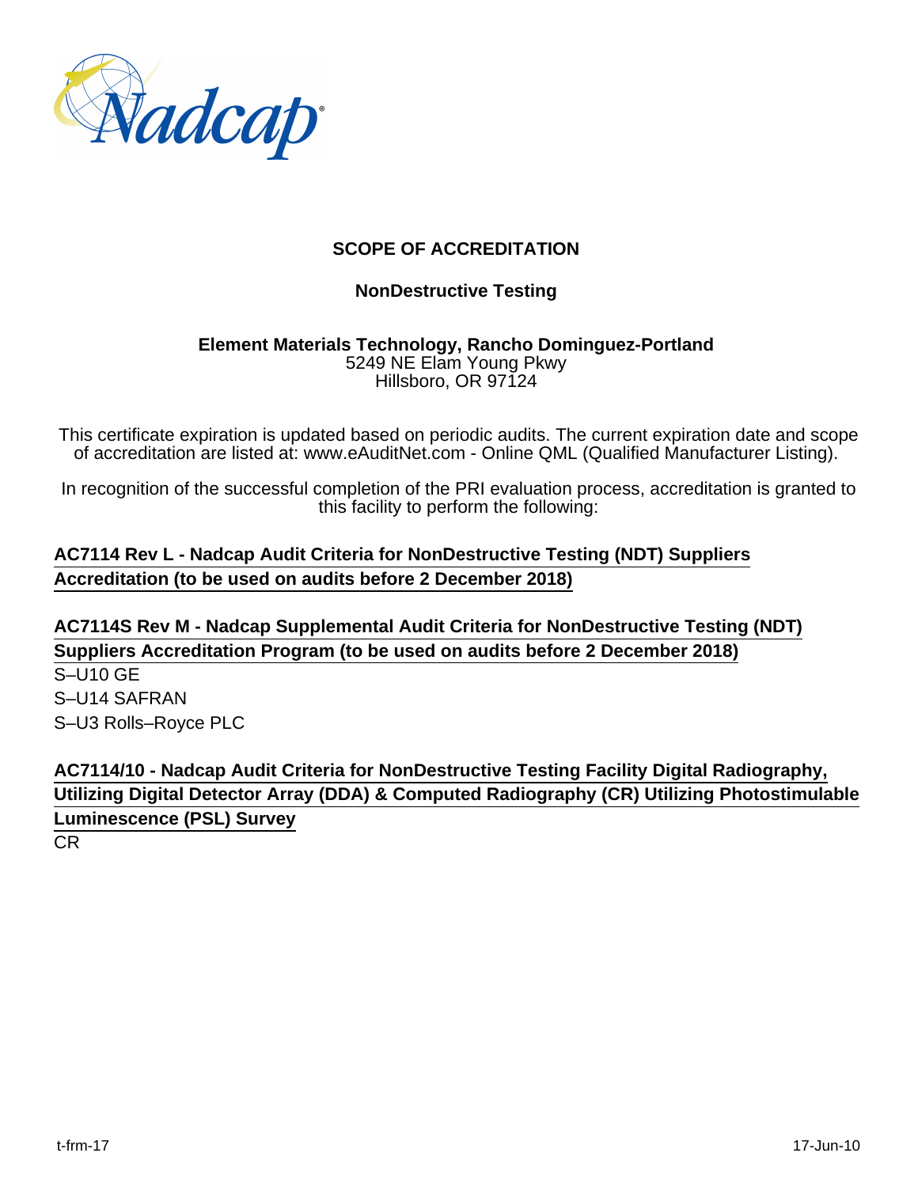## SCOPE OF ACCREDITATION

### NonDestructive Testing

**Element Materials Technology, Rancho Dominguez-Portland**
5249 NE Elam Young Pkwy
Hillsboro, OR 97124

This certificate expiration is updated based on periodic audits. The current expiration date and scope of accreditation are listed at: www.eAuditNet.com - Online QML (Qualified Manufacturer Listing).

In recognition of the successful completion of the PRI evaluation process, accreditation is granted to this facility to perform the following:

**AC7114 Rev L - Nadcap Audit Criteria for NonDestructive Testing (NDT) Suppliers Accreditation (to be used on audits before 2 December 2018)**

**AC7114S Rev M - Nadcap Supplemental Audit Criteria for NonDestructive Testing (NDT) Suppliers Accreditation Program (to be used on audits before 2 December 2018)**

S–U10 GE
S–U14 SAFRAN
S–U3 Rolls–Royce PLC

**AC7114/10 - Nadcap Audit Criteria for NonDestructive Testing Facility Digital Radiography, Utilizing Digital Detector Array (DDA) & Computed Radiography (CR) Utilizing Photostimulable Luminescence (PSL) Survey**

CR

t-frm-17 17-Jun-10